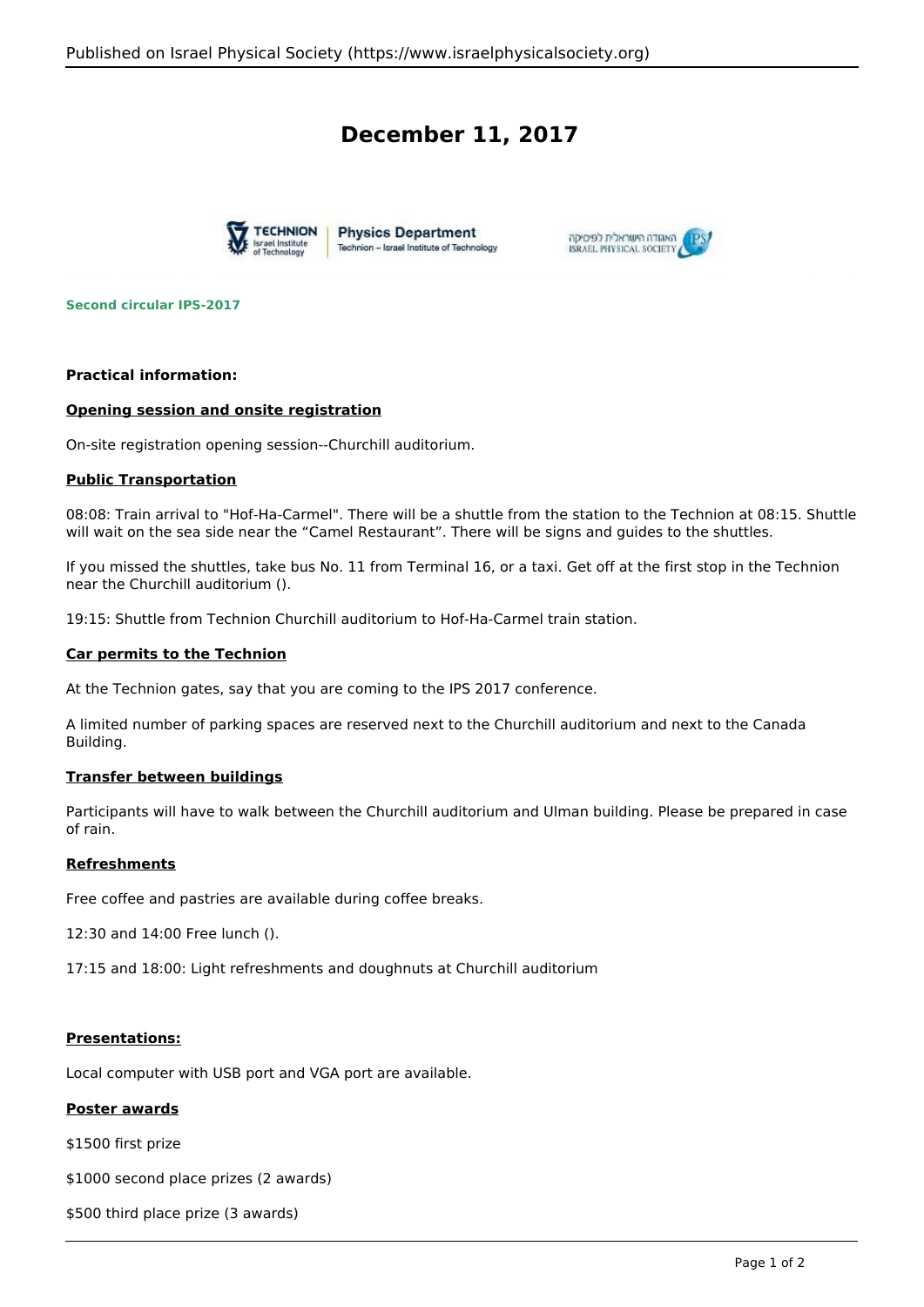# December 11, 2017

**Second circular IPS-2017**

**Practical information:**

**Opening session and onsite registration**

On-site registration opening session--Churchill auditorium.

**Public Transportation**

08:08: Train arrival to "Hof-Ha-Carmel". There will be a shuttle from the station to the Technion at 08:15. Shuttle will wait on the sea side near the “Camel Restaurant”. There will be signs and guides to the shuttles.

If you missed the shuttles, take bus No. 11 from Terminal 16, or a taxi. Get off at the first stop in the Technion near the Churchill auditorium ().

19:15: Shuttle from Technion Churchill auditorium to Hof-Ha-Carmel train station.

**Car permits to the Technion**

At the Technion gates, say that you are coming to the IPS 2017 conference.

A limited number of parking spaces are reserved next to the Churchill auditorium and next to the Canada Building.

**Transfer between buildings**

Participants will have to walk between the Churchill auditorium and Ulman building. Please be prepared in case of rain.

**Refreshments**

Free coffee and pastries are available during coffee breaks.

12:30 and 14:00 Free lunch ().

17:15 and 18:00: Light refreshments and doughnuts at Churchill auditorium

**Presentations:**

Local computer with USB port and VGA port are available.

**Poster awards**

$1500 first prize

$1000 second place prizes (2 awards)

$500 third place prize (3 awards)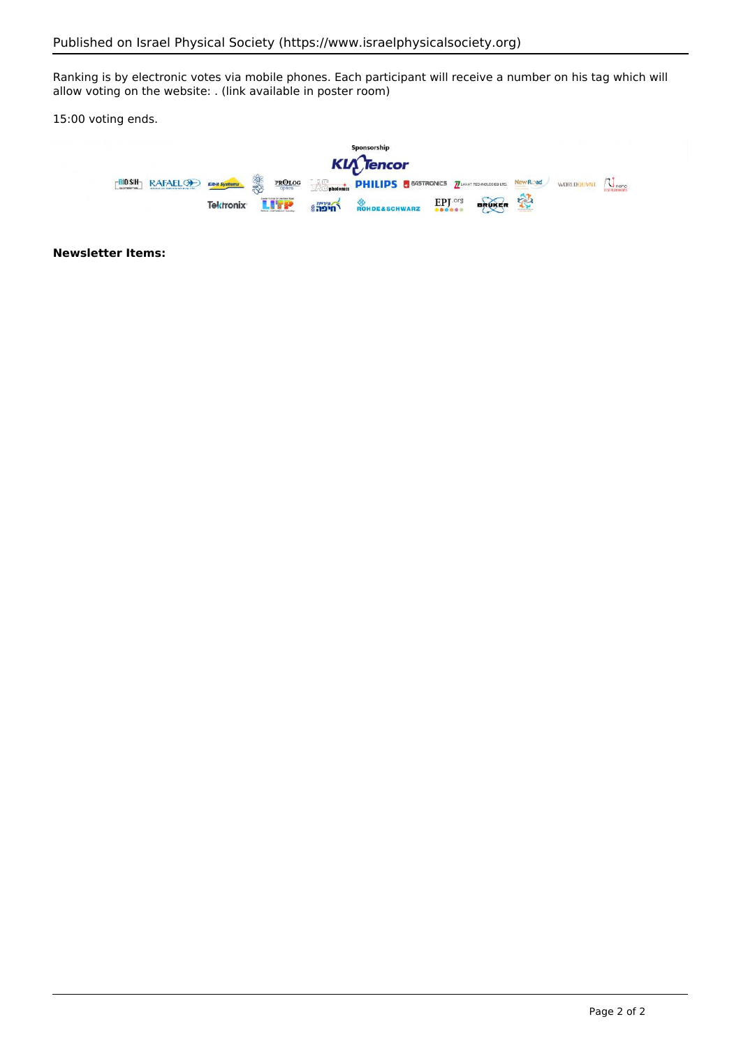Ranking is by electronic votes via mobile phones. Each participant will receive a number on his tag which will allow voting on the website: . (link available in poster room)

15:00 voting ends.

Sponsorship

**Newsletter Items:**